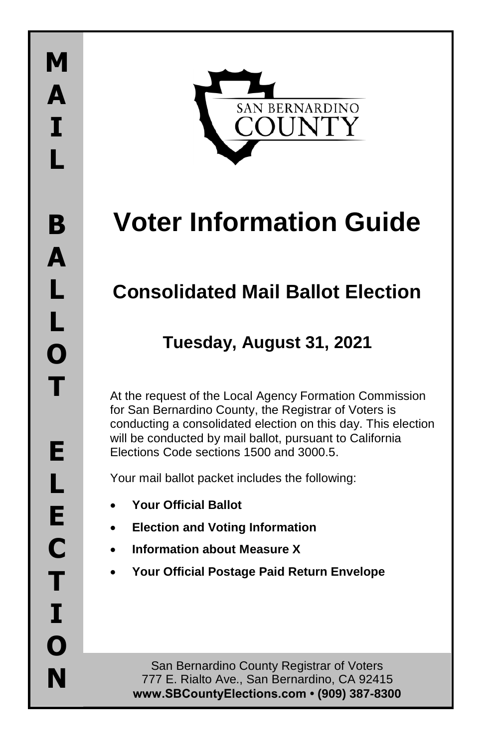MAIL BALLOT ELECTION

SAN BERNARDINO COUNTY

# Voter Information Guide

## Consolidated Mail Ballot Election

### Tuesday, August 31, 2021

At the request of the Local Agency Formation Commission for San Bernardino County, the Registrar of Voters is conducting a consolidated election on this day. This election will be conducted by mail ballot, pursuant to California Elections Code sections 1500 and 3000.5.

Your mail ballot packet includes the following:

- **Your Official Ballot**
- **Election and Voting Information**
- **Information about Measure X**
- **Your Official Postage Paid Return Envelope**

San Bernardino County Registrar of Voters
777 E. Rialto Ave., San Bernardino, CA 92415
**www.SBCountyElections.com • (909) 387-8300**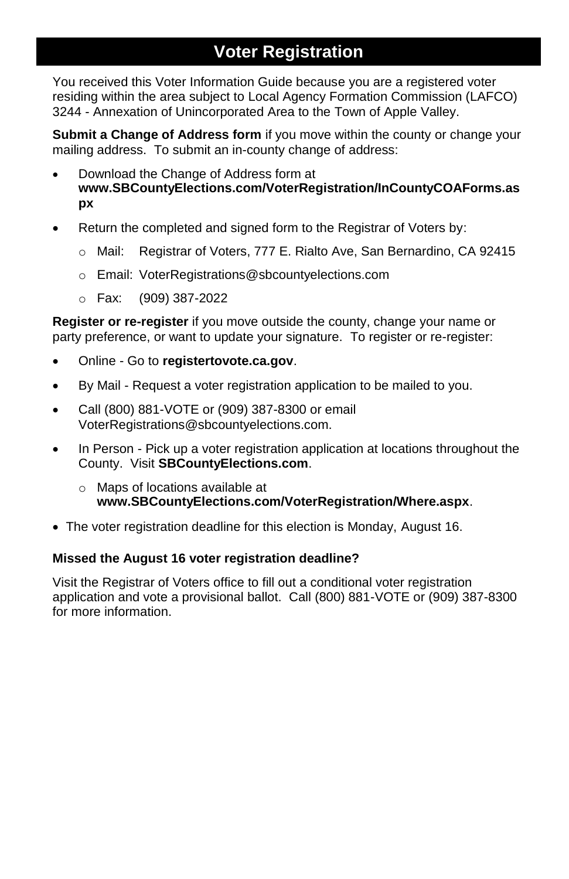# Voter Registration

You received this Voter Information Guide because you are a registered voter residing within the area subject to Local Agency Formation Commission (LAFCO) 3244 - Annexation of Unincorporated Area to the Town of Apple Valley.

**Submit a Change of Address form** if you move within the county or change your mailing address. To submit an in-county change of address:

- Download the Change of Address form at **www.SBCountyElections.com/VoterRegistration/InCountyCOAForms.aspx**
- Return the completed and signed form to the Registrar of Voters by:
  - Mail: Registrar of Voters, 777 E. Rialto Ave, San Bernardino, CA 92415
  - Email: VoterRegistrations@sbcountyelections.com
  - Fax: (909) 387-2022

**Register or re-register** if you move outside the county, change your name or party preference, or want to update your signature. To register or re-register:

- Online - Go to **registertovote.ca.gov**.
- By Mail - Request a voter registration application to be mailed to you.
- Call (800) 881-VOTE or (909) 387-8300 or email VoterRegistrations@sbcountyelections.com.
- In Person - Pick up a voter registration application at locations throughout the County. Visit **SBCountyElections.com**.
  - Maps of locations available at **www.SBCountyElections.com/VoterRegistration/Where.aspx**.
- The voter registration deadline for this election is Monday, August 16.

**Missed the August 16 voter registration deadline?**

Visit the Registrar of Voters office to fill out a conditional voter registration application and vote a provisional ballot. Call (800) 881-VOTE or (909) 387-8300 for more information.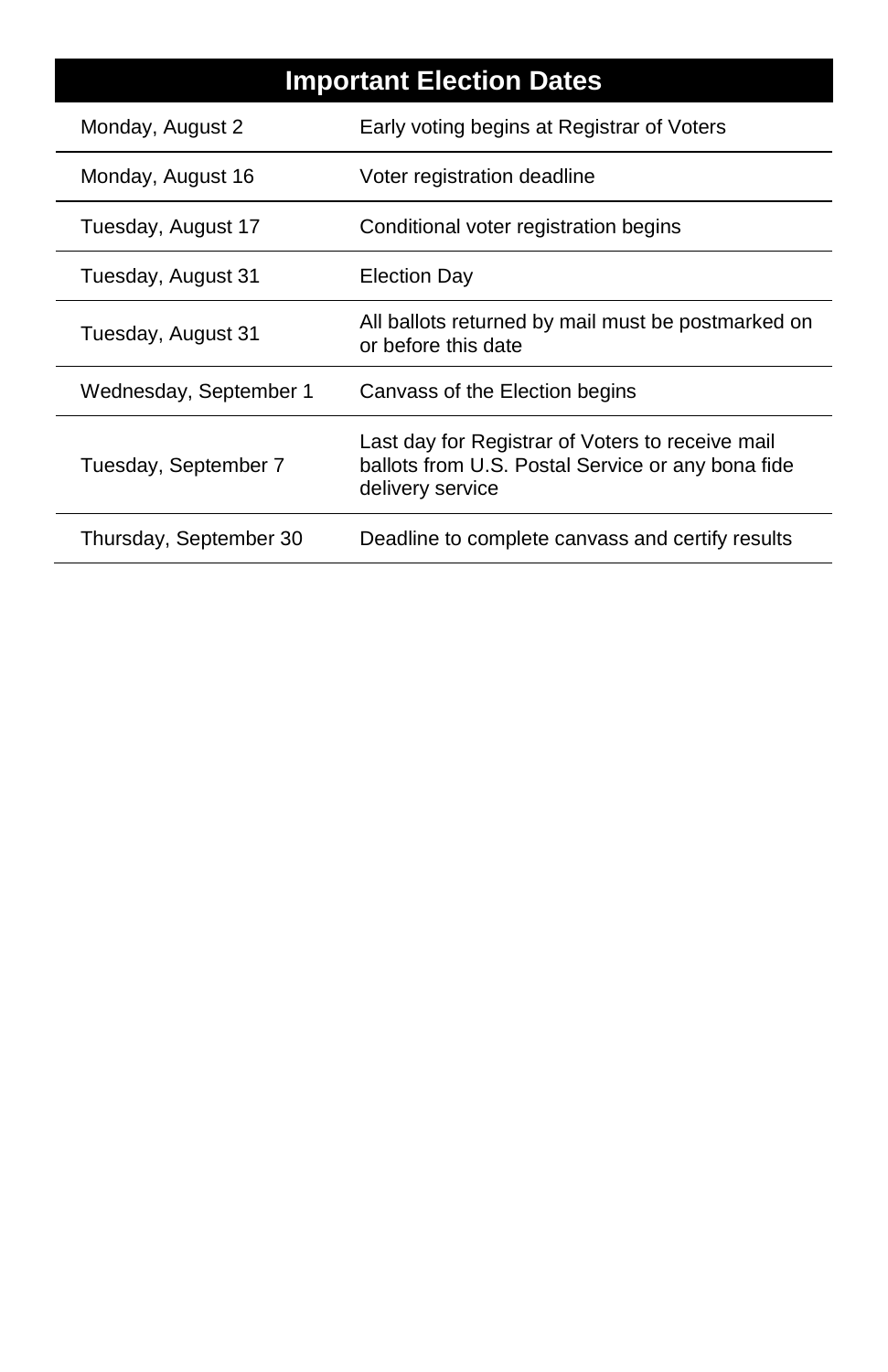## Important Election Dates

| Date | Event |
| --- | --- |
| Monday, August 2 | Early voting begins at Registrar of Voters |
| Monday, August 16 | Voter registration deadline |
| Tuesday, August 17 | Conditional voter registration begins |
| Tuesday, August 31 | Election Day |
| Tuesday, August 31 | All ballots returned by mail must be postmarked on or before this date |
| Wednesday, September 1 | Canvass of the Election begins |
| Tuesday, September 7 | Last day for Registrar of Voters to receive mail ballots from U.S. Postal Service or any bona fide delivery service |
| Thursday, September 30 | Deadline to complete canvass and certify results |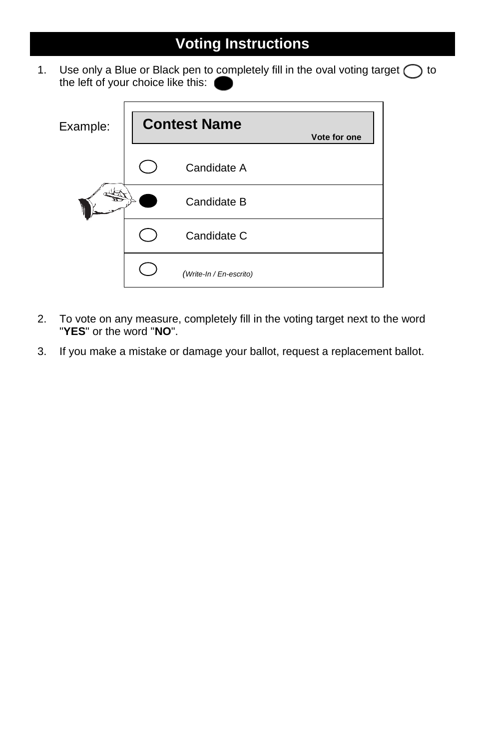# Voting Instructions

1. Use only a Blue or Black pen to completely fill in the oval voting target ⬭ to the left of your choice like this: ⬬

Example:

| **Contest Name** Vote for one |
|---|
| ⬭ Candidate A |
| ⬬ Candidate B |
| ⬭ Candidate C |
| ⬭ *(Write-In / En-escrito)* |

2. To vote on any measure, completely fill in the voting target next to the word "**YES**" or the word "**NO**".

3. If you make a mistake or damage your ballot, request a replacement ballot.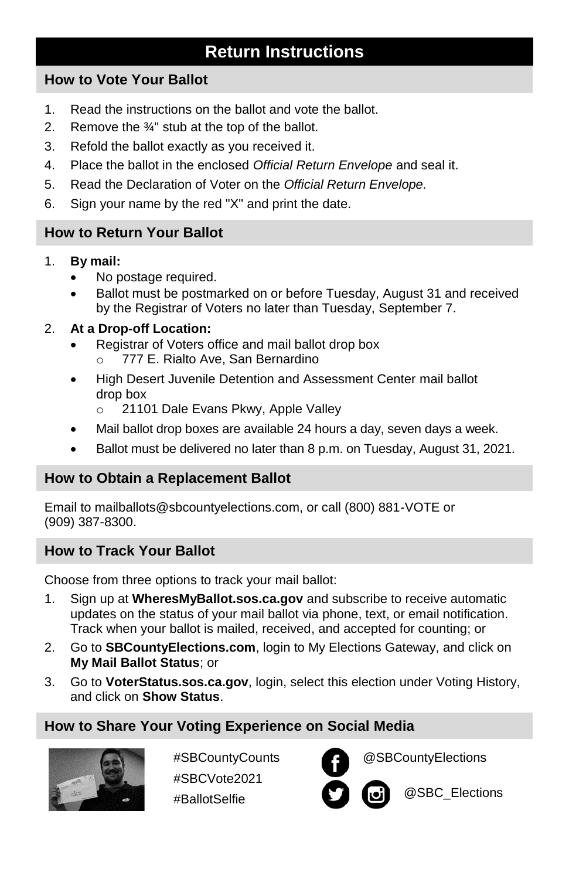# Return Instructions

## How to Vote Your Ballot

1. Read the instructions on the ballot and vote the ballot.
2. Remove the ¾" stub at the top of the ballot.
3. Refold the ballot exactly as you received it.
4. Place the ballot in the enclosed *Official Return Envelope* and seal it.
5. Read the Declaration of Voter on the *Official Return Envelope.*
6. Sign your name by the red "X" and print the date.

## How to Return Your Ballot

1. **By mail:**
   - No postage required.
   - Ballot must be postmarked on or before Tuesday, August 31 and received by the Registrar of Voters no later than Tuesday, September 7.
2. **At a Drop-off Location:**
   - Registrar of Voters office and mail ballot drop box
     - 777 E. Rialto Ave, San Bernardino
   - High Desert Juvenile Detention and Assessment Center mail ballot drop box
     - 21101 Dale Evans Pkwy, Apple Valley
   - Mail ballot drop boxes are available 24 hours a day, seven days a week.
   - Ballot must be delivered no later than 8 p.m. on Tuesday, August 31, 2021.

## How to Obtain a Replacement Ballot

Email to mailballots@sbcountyelections.com, or call (800) 881-VOTE or (909) 387-8300.

## How to Track Your Ballot

Choose from three options to track your mail ballot:

1. Sign up at **WheresMyBallot.sos.ca.gov** and subscribe to receive automatic updates on the status of your mail ballot via phone, text, or email notification. Track when your ballot is mailed, received, and accepted for counting; or
2. Go to **SBCountyElections.com**, login to My Elections Gateway, and click on **My Mail Ballot Status**; or
3. Go to **VoterStatus.sos.ca.gov**, login, select this election under Voting History, and click on **Show Status**.

## How to Share Your Voting Experience on Social Media

#SBCountyCounts
#SBCVote2021
#BallotSelfie

@SBCountyElections

@SBC_Elections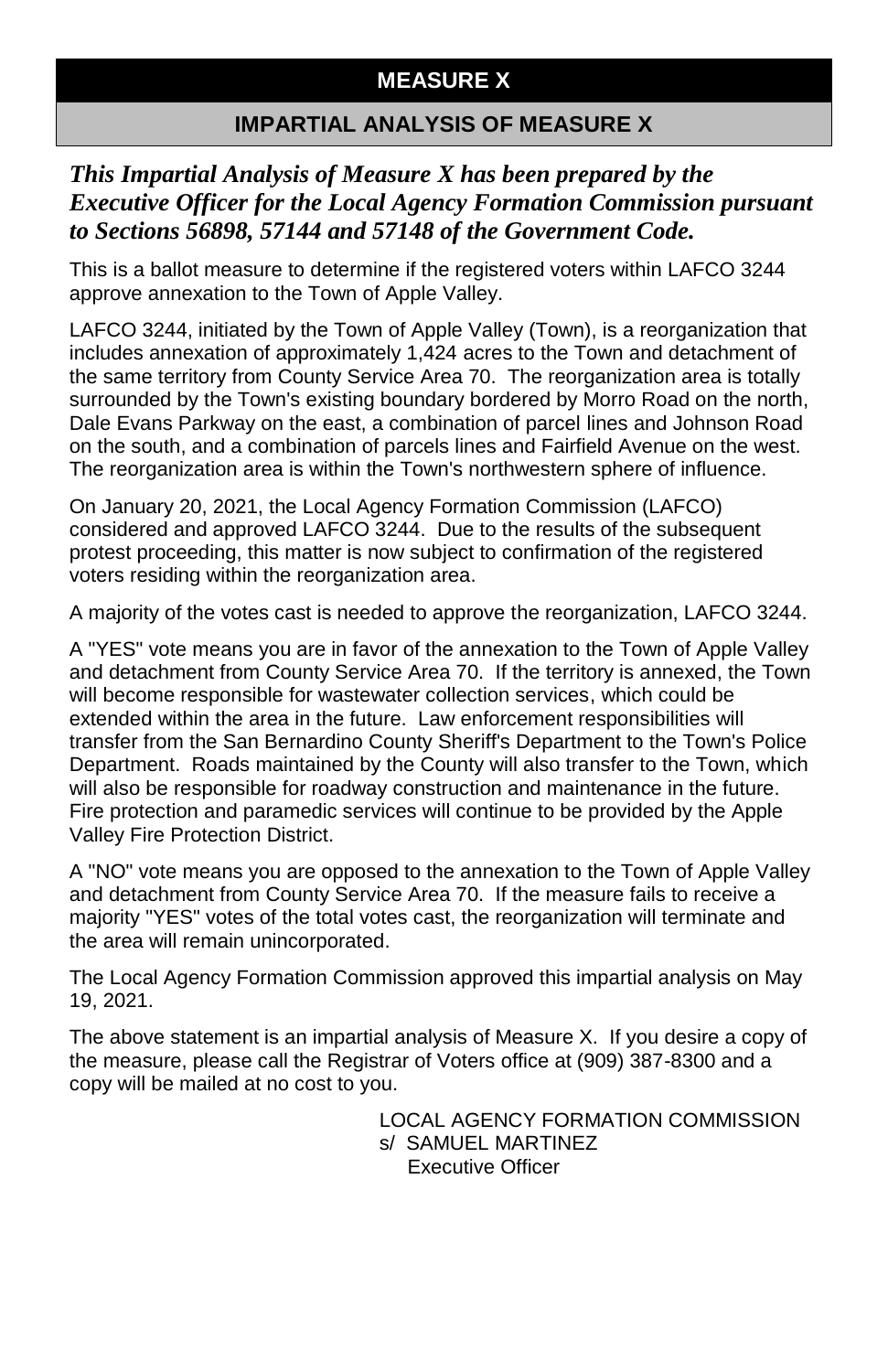# MEASURE X

## IMPARTIAL ANALYSIS OF MEASURE X

***This Impartial Analysis of Measure X has been prepared by the Executive Officer for the Local Agency Formation Commission pursuant to Sections 56898, 57144 and 57148 of the Government Code.***

This is a ballot measure to determine if the registered voters within LAFCO 3244 approve annexation to the Town of Apple Valley.

LAFCO 3244, initiated by the Town of Apple Valley (Town), is a reorganization that includes annexation of approximately 1,424 acres to the Town and detachment of the same territory from County Service Area 70. The reorganization area is totally surrounded by the Town's existing boundary bordered by Morro Road on the north, Dale Evans Parkway on the east, a combination of parcel lines and Johnson Road on the south, and a combination of parcels lines and Fairfield Avenue on the west. The reorganization area is within the Town's northwestern sphere of influence.

On January 20, 2021, the Local Agency Formation Commission (LAFCO) considered and approved LAFCO 3244. Due to the results of the subsequent protest proceeding, this matter is now subject to confirmation of the registered voters residing within the reorganization area.

A majority of the votes cast is needed to approve the reorganization, LAFCO 3244.

A "YES" vote means you are in favor of the annexation to the Town of Apple Valley and detachment from County Service Area 70. If the territory is annexed, the Town will become responsible for wastewater collection services, which could be extended within the area in the future. Law enforcement responsibilities will transfer from the San Bernardino County Sheriff's Department to the Town's Police Department. Roads maintained by the County will also transfer to the Town, which will also be responsible for roadway construction and maintenance in the future. Fire protection and paramedic services will continue to be provided by the Apple Valley Fire Protection District.

A "NO" vote means you are opposed to the annexation to the Town of Apple Valley and detachment from County Service Area 70. If the measure fails to receive a majority "YES" votes of the total votes cast, the reorganization will terminate and the area will remain unincorporated.

The Local Agency Formation Commission approved this impartial analysis on May 19, 2021.

The above statement is an impartial analysis of Measure X. If you desire a copy of the measure, please call the Registrar of Voters office at (909) 387-8300 and a copy will be mailed at no cost to you.

LOCAL AGENCY FORMATION COMMISSION
s/ SAMUEL MARTINEZ
Executive Officer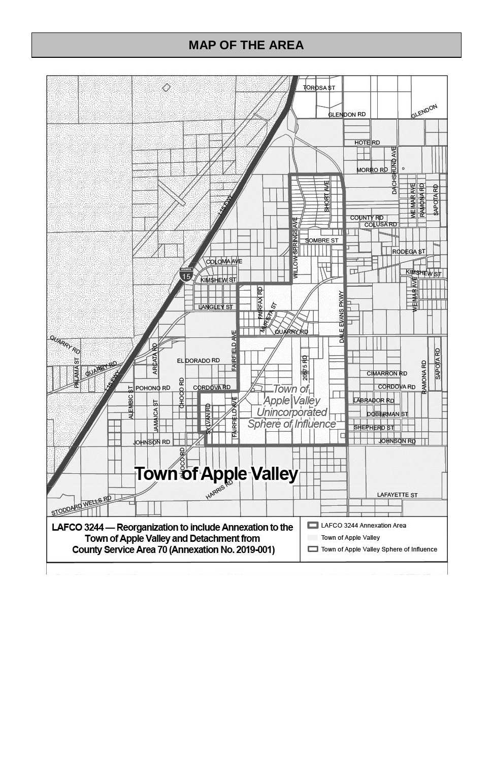## MAP OF THE AREA

**LAFCO 3244 — Reorganization to include Annexation to the Town of Apple Valley and Detachment from County Service Area 70 (Annexation No. 2019-001)**

- LAFCO 3244 Annexation Area
- Town of Apple Valley
- Town of Apple Valley Sphere of Influence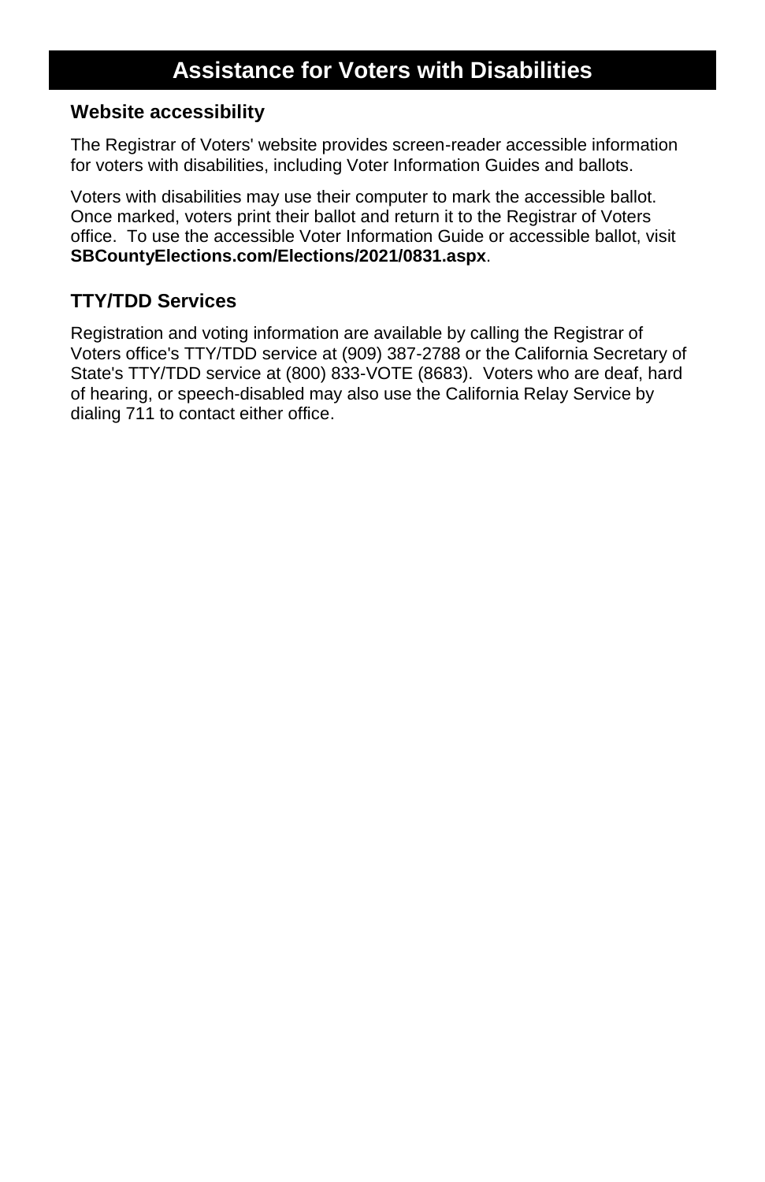# Assistance for Voters with Disabilities

## Website accessibility

The Registrar of Voters' website provides screen-reader accessible information for voters with disabilities, including Voter Information Guides and ballots.

Voters with disabilities may use their computer to mark the accessible ballot. Once marked, voters print their ballot and return it to the Registrar of Voters office. To use the accessible Voter Information Guide or accessible ballot, visit **SBCountyElections.com/Elections/2021/0831.aspx**.

## TTY/TDD Services

Registration and voting information are available by calling the Registrar of Voters office's TTY/TDD service at (909) 387-2788 or the California Secretary of State's TTY/TDD service at (800) 833-VOTE (8683). Voters who are deaf, hard of hearing, or speech-disabled may also use the California Relay Service by dialing 711 to contact either office.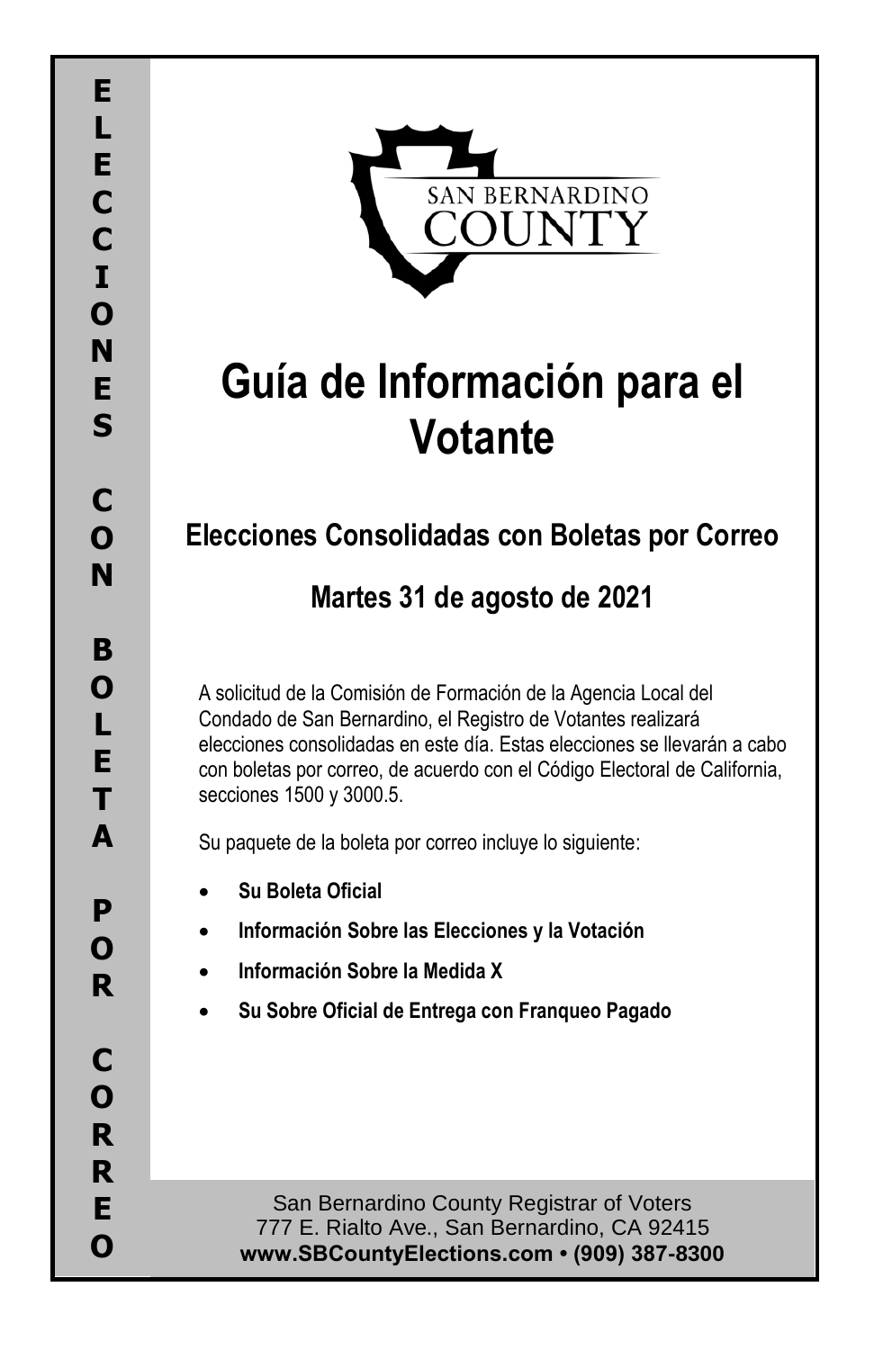ELECCIONES CON BOLETA POR CORREO

SAN BERNARDINO COUNTY

# Guía de Información para el Votante

## Elecciones Consolidadas con Boletas por Correo

## Martes 31 de agosto de 2021

A solicitud de la Comisión de Formación de la Agencia Local del Condado de San Bernardino, el Registro de Votantes realizará elecciones consolidadas en este día. Estas elecciones se llevarán a cabo con boletas por correo, de acuerdo con el Código Electoral de California, secciones 1500 y 3000.5.

Su paquete de la boleta por correo incluye lo siguiente:

- **Su Boleta Oficial**
- **Información Sobre las Elecciones y la Votación**
- **Información Sobre la Medida X**
- **Su Sobre Oficial de Entrega con Franqueo Pagado**

San Bernardino County Registrar of Voters
777 E. Rialto Ave., San Bernardino, CA 92415
**www.SBCountyElections.com • (909) 387-8300**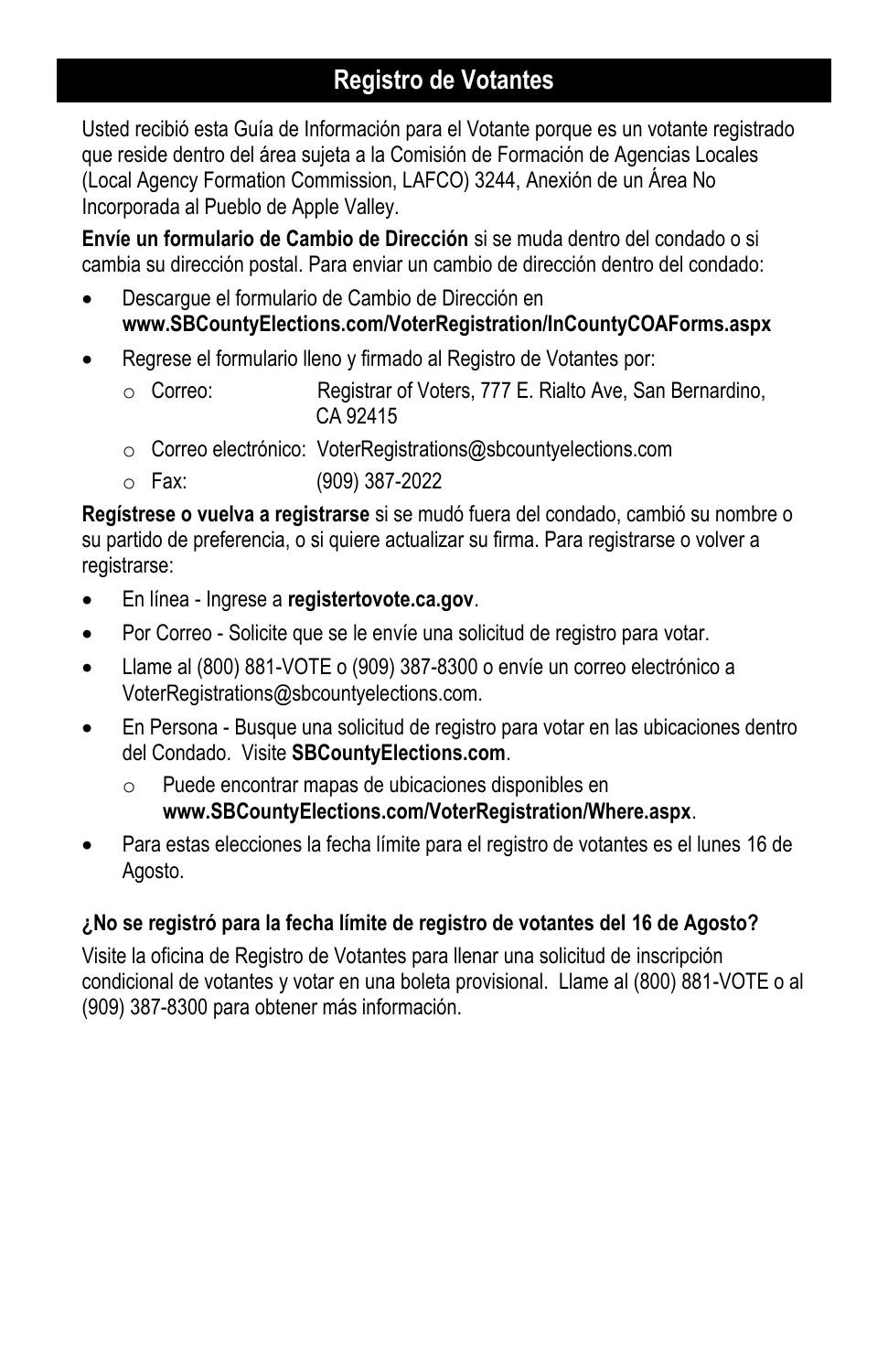## Registro de Votantes

Usted recibió esta Guía de Información para el Votante porque es un votante registrado que reside dentro del área sujeta a la Comisión de Formación de Agencias Locales (Local Agency Formation Commission, LAFCO) 3244, Anexión de un Área No Incorporada al Pueblo de Apple Valley.

**Envíe un formulario de Cambio de Dirección** si se muda dentro del condado o si cambia su dirección postal. Para enviar un cambio de dirección dentro del condado:

- Descargue el formulario de Cambio de Dirección en **www.SBCountyElections.com/VoterRegistration/InCountyCOAForms.aspx**
- Regrese el formulario lleno y firmado al Registro de Votantes por:
  - Correo: Registrar of Voters, 777 E. Rialto Ave, San Bernardino, CA 92415
  - Correo electrónico: VoterRegistrations@sbcountyelections.com
  - Fax: (909) 387-2022

**Regístrese o vuelva a registrarse** si se mudó fuera del condado, cambió su nombre o su partido de preferencia, o si quiere actualizar su firma. Para registrarse o volver a registrarse:

- En línea - Ingrese a **registertovote.ca.gov**.
- Por Correo - Solicite que se le envíe una solicitud de registro para votar.
- Llame al (800) 881-VOTE o (909) 387-8300 o envíe un correo electrónico a VoterRegistrations@sbcountyelections.com.
- En Persona - Busque una solicitud de registro para votar en las ubicaciones dentro del Condado. Visite **SBCountyElections.com**.
  - Puede encontrar mapas de ubicaciones disponibles en **www.SBCountyElections.com/VoterRegistration/Where.aspx**.
- Para estas elecciones la fecha límite para el registro de votantes es el lunes 16 de Agosto.

**¿No se registró para la fecha límite de registro de votantes del 16 de Agosto?**

Visite la oficina de Registro de Votantes para llenar una solicitud de inscripción condicional de votantes y votar en una boleta provisional. Llame al (800) 881-VOTE o al (909) 387-8300 para obtener más información.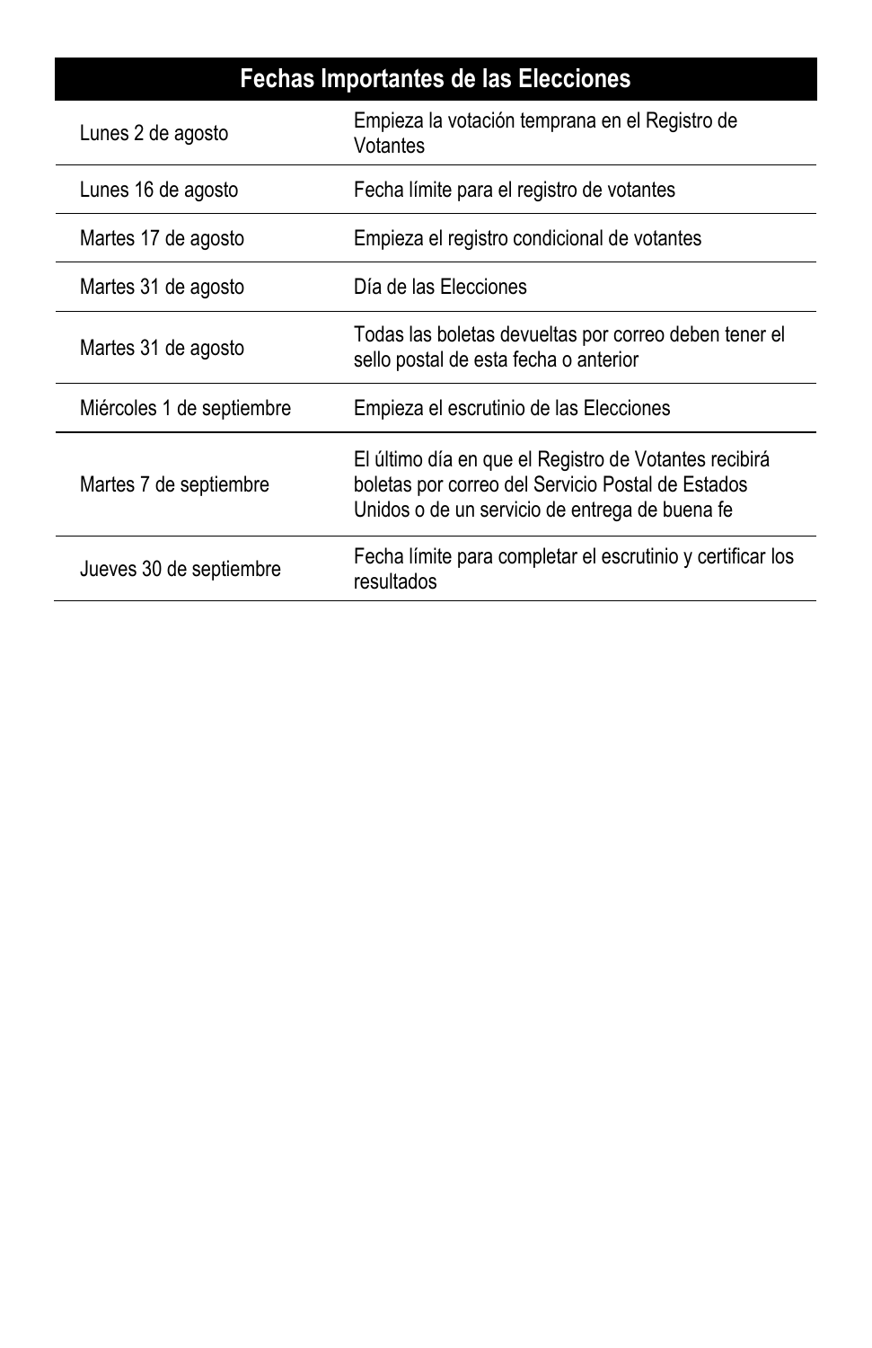| Fechas Importantes de las Elecciones | |
|---|---|
| Lunes 2 de agosto | Empieza la votación temprana en el Registro de Votantes |
| Lunes 16 de agosto | Fecha límite para el registro de votantes |
| Martes 17 de agosto | Empieza el registro condicional de votantes |
| Martes 31 de agosto | Día de las Elecciones |
| Martes 31 de agosto | Todas las boletas devueltas por correo deben tener el sello postal de esta fecha o anterior |
| Miércoles 1 de septiembre | Empieza el escrutinio de las Elecciones |
| Martes 7 de septiembre | El último día en que el Registro de Votantes recibirá boletas por correo del Servicio Postal de Estados Unidos o de un servicio de entrega de buena fe |
| Jueves 30 de septiembre | Fecha límite para completar el escrutinio y certificar los resultados |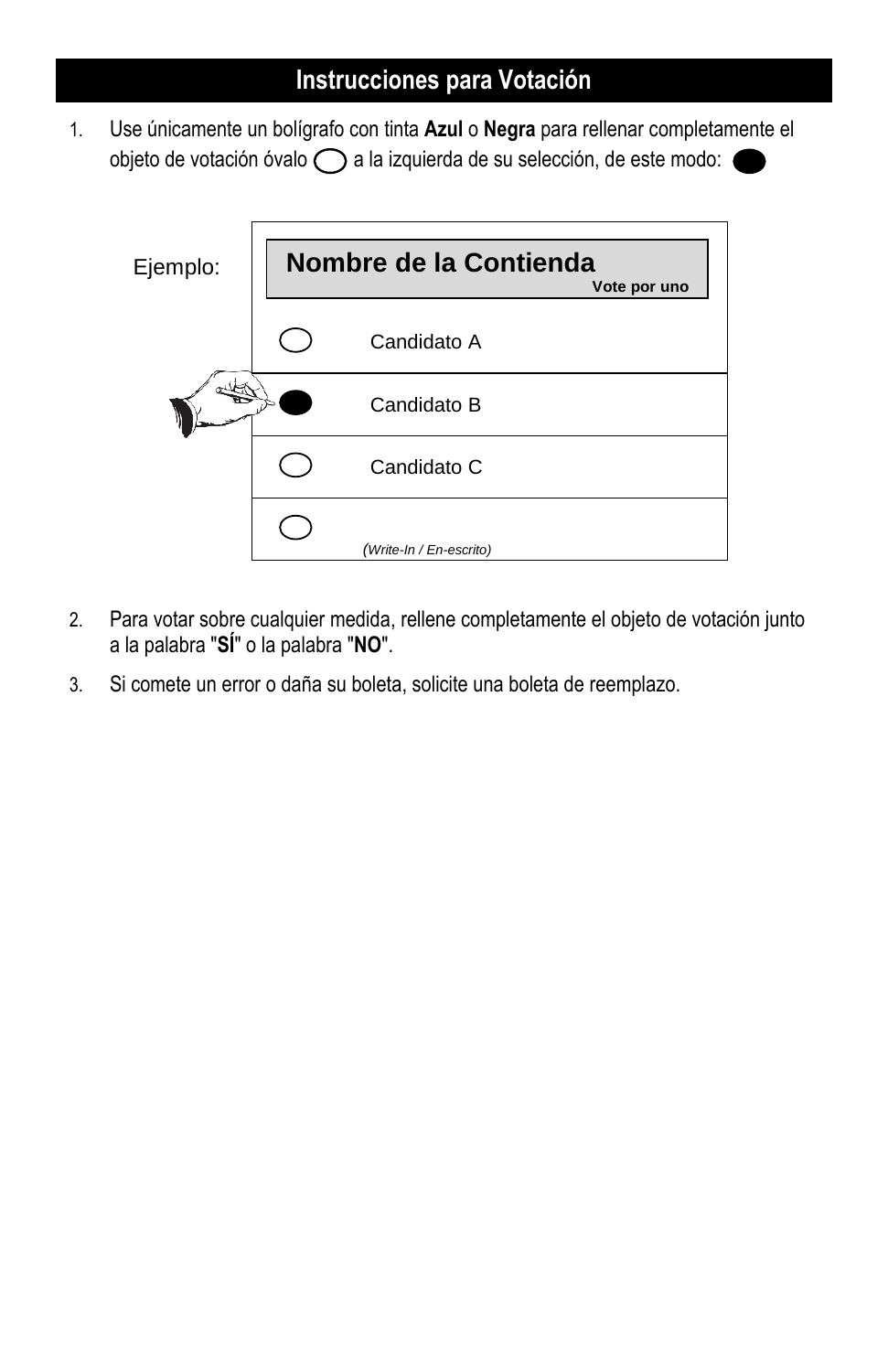## Instrucciones para Votación

1. Use únicamente un bolígrafo con tinta **Azul** o **Negra** para rellenar completamente el objeto de votación óvalo ⬭ a la izquierda de su selección, de este modo: ⬬

Ejemplo:

| **Nombre de la Contienda** Vote por uno |  |
|---|---|
| ⬭ | Candidato A |
| ⬬ | Candidato B |
| ⬭ | Candidato C |
| ⬭ | *(Write-In / En-escrito)* |

2. Para votar sobre cualquier medida, rellene completamente el objeto de votación junto a la palabra "**SÍ**" o la palabra "**NO**".

3. Si comete un error o daña su boleta, solicite una boleta de reemplazo.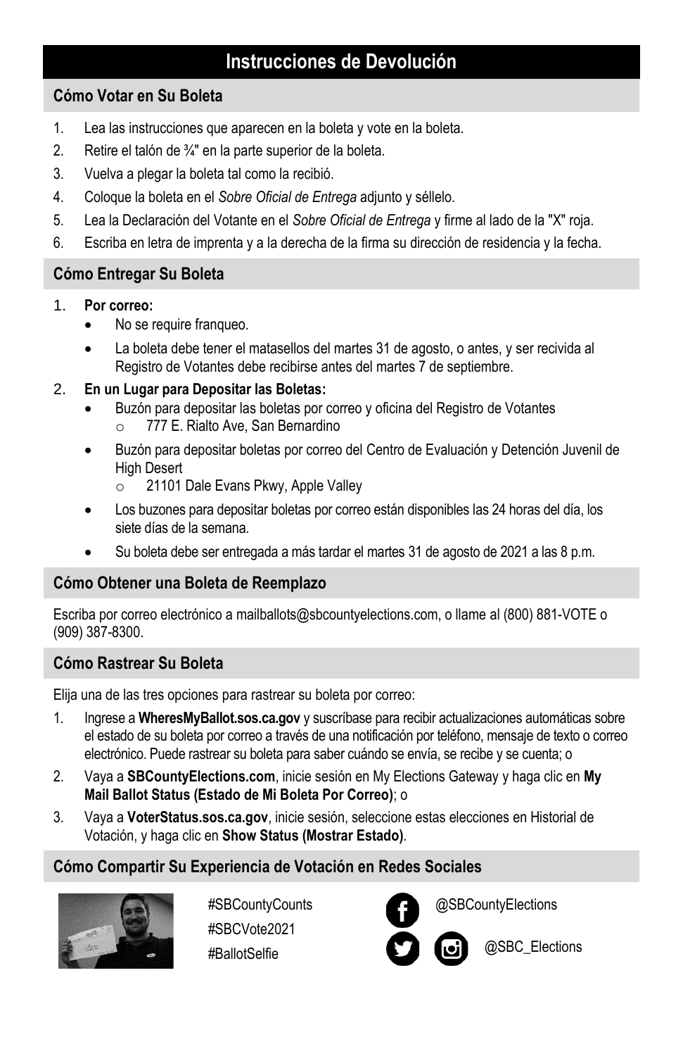# Instrucciones de Devolución

## Cómo Votar en Su Boleta

1. Lea las instrucciones que aparecen en la boleta y vote en la boleta.
2. Retire el talón de ¾" en la parte superior de la boleta.
3. Vuelva a plegar la boleta tal como la recibió.
4. Coloque la boleta en el *Sobre Oficial de Entrega* adjunto y séllelo.
5. Lea la Declaración del Votante en el *Sobre Oficial de Entrega* y firme al lado de la "X" roja.
6. Escriba en letra de imprenta y a la derecha de la firma su dirección de residencia y la fecha.

## Cómo Entregar Su Boleta

1. **Por correo:**
   - No se require franqueo.
   - La boleta debe tener el matasellos del martes 31 de agosto, o antes, y ser recivida al Registro de Votantes debe recibirse antes del martes 7 de septiembre.
2. **En un Lugar para Depositar las Boletas:**
   - Buzón para depositar las boletas por correo y oficina del Registro de Votantes
     - 777 E. Rialto Ave, San Bernardino
   - Buzón para depositar boletas por correo del Centro de Evaluación y Detención Juvenil de High Desert
     - 21101 Dale Evans Pkwy, Apple Valley
   - Los buzones para depositar boletas por correo están disponibles las 24 horas del día, los siete días de la semana.
   - Su boleta debe ser entregada a más tardar el martes 31 de agosto de 2021 a las 8 p.m.

## Cómo Obtener una Boleta de Reemplazo

Escriba por correo electrónico a mailballots@sbcountyelections.com, o llame al (800) 881-VOTE o (909) 387-8300.

## Cómo Rastrear Su Boleta

Elija una de las tres opciones para rastrear su boleta por correo:

1. Ingrese a **WheresMyBallot.sos.ca.gov** y suscríbase para recibir actualizaciones automáticas sobre el estado de su boleta por correo a través de una notificación por teléfono, mensaje de texto o correo electrónico. Puede rastrear su boleta para saber cuándo se envía, se recibe y se cuenta; o
2. Vaya a **SBCountyElections.com**, inicie sesión en My Elections Gateway y haga clic en **My Mail Ballot Status (Estado de Mi Boleta Por Correo)**; o
3. Vaya a **VoterStatus.sos.ca.gov**, inicie sesión, seleccione estas elecciones en Historial de Votación, y haga clic en **Show Status (Mostrar Estado)**.

## Cómo Compartir Su Experiencia de Votación en Redes Sociales

#SBCountyCounts
#SBCVote2021
#BallotSelfie

@SBCountyElections

@SBC_Elections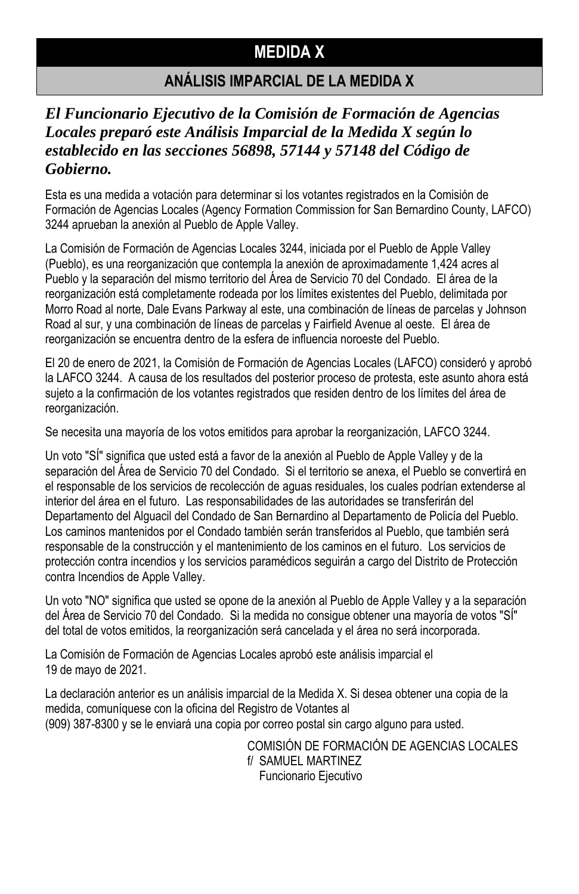# MEDIDA X

## ANÁLISIS IMPARCIAL DE LA MEDIDA X

***El Funcionario Ejecutivo de la Comisión de Formación de Agencias Locales preparó este Análisis Imparcial de la Medida X según lo establecido en las secciones 56898, 57144 y 57148 del Código de Gobierno.***

Esta es una medida a votación para determinar si los votantes registrados en la Comisión de Formación de Agencias Locales (Agency Formation Commission for San Bernardino County, LAFCO) 3244 aprueban la anexión al Pueblo de Apple Valley.

La Comisión de Formación de Agencias Locales 3244, iniciada por el Pueblo de Apple Valley (Pueblo), es una reorganización que contempla la anexión de aproximadamente 1,424 acres al Pueblo y la separación del mismo territorio del Área de Servicio 70 del Condado. El área de la reorganización está completamente rodeada por los límites existentes del Pueblo, delimitada por Morro Road al norte, Dale Evans Parkway al este, una combinación de líneas de parcelas y Johnson Road al sur, y una combinación de líneas de parcelas y Fairfield Avenue al oeste. El área de reorganización se encuentra dentro de la esfera de influencia noroeste del Pueblo.

El 20 de enero de 2021, la Comisión de Formación de Agencias Locales (LAFCO) consideró y aprobó la LAFCO 3244. A causa de los resultados del posterior proceso de protesta, este asunto ahora está sujeto a la confirmación de los votantes registrados que residen dentro de los límites del área de reorganización.

Se necesita una mayoría de los votos emitidos para aprobar la reorganización, LAFCO 3244.

Un voto "SÍ" significa que usted está a favor de la anexión al Pueblo de Apple Valley y de la separación del Área de Servicio 70 del Condado. Si el territorio se anexa, el Pueblo se convertirá en el responsable de los servicios de recolección de aguas residuales, los cuales podrían extenderse al interior del área en el futuro. Las responsabilidades de las autoridades se transferirán del Departamento del Alguacil del Condado de San Bernardino al Departamento de Policía del Pueblo. Los caminos mantenidos por el Condado también serán transferidos al Pueblo, que también será responsable de la construcción y el mantenimiento de los caminos en el futuro. Los servicios de protección contra incendios y los servicios paramédicos seguirán a cargo del Distrito de Protección contra Incendios de Apple Valley.

Un voto "NO" significa que usted se opone de la anexión al Pueblo de Apple Valley y a la separación del Área de Servicio 70 del Condado. Si la medida no consigue obtener una mayoría de votos "SÍ" del total de votos emitidos, la reorganización será cancelada y el área no será incorporada.

La Comisión de Formación de Agencias Locales aprobó este análisis imparcial el 19 de mayo de 2021.

La declaración anterior es un análisis imparcial de la Medida X. Si desea obtener una copia de la medida, comuníquese con la oficina del Registro de Votantes al (909) 387-8300 y se le enviará una copia por correo postal sin cargo alguno para usted.

COMISIÓN DE FORMACIÓN DE AGENCIAS LOCALES
f/ SAMUEL MARTINEZ
Funcionario Ejecutivo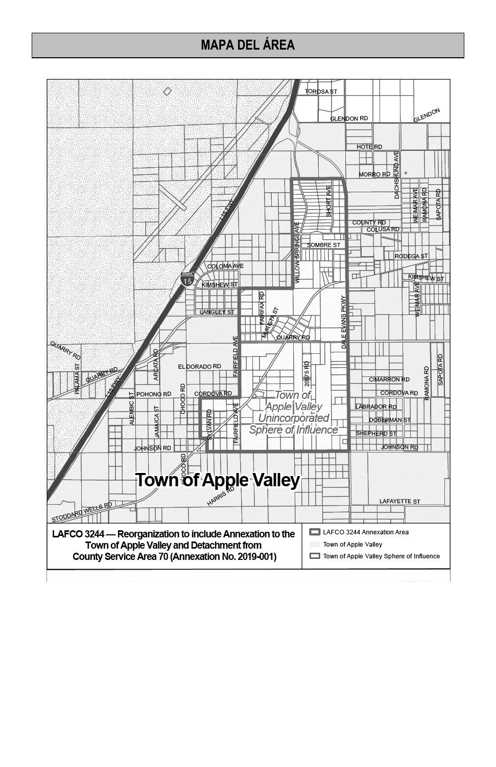## MAPA DEL ÁREA

**LAFCO 3244 — Reorganization to include Annexation to the Town of Apple Valley and Detachment from County Service Area 70 (Annexation No. 2019-001)**

- LAFCO 3244 Annexation Area
- Town of Apple Valley
- Town of Apple Valley Sphere of Influence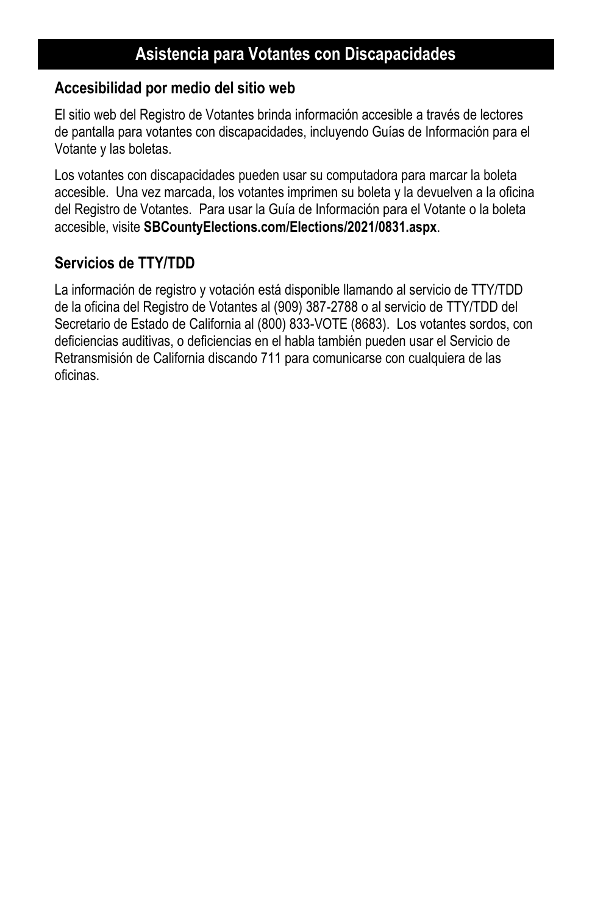## Asistencia para Votantes con Discapacidades

### Accesibilidad por medio del sitio web

El sitio web del Registro de Votantes brinda información accesible a través de lectores de pantalla para votantes con discapacidades, incluyendo Guías de Información para el Votante y las boletas.

Los votantes con discapacidades pueden usar su computadora para marcar la boleta accesible. Una vez marcada, los votantes imprimen su boleta y la devuelven a la oficina del Registro de Votantes. Para usar la Guía de Información para el Votante o la boleta accesible, visite **SBCountyElections.com/Elections/2021/0831.aspx**.

### Servicios de TTY/TDD

La información de registro y votación está disponible llamando al servicio de TTY/TDD de la oficina del Registro de Votantes al (909) 387-2788 o al servicio de TTY/TDD del Secretario de Estado de California al (800) 833-VOTE (8683). Los votantes sordos, con deficiencias auditivas, o deficiencias en el habla también pueden usar el Servicio de Retransmisión de California discando 711 para comunicarse con cualquiera de las oficinas.